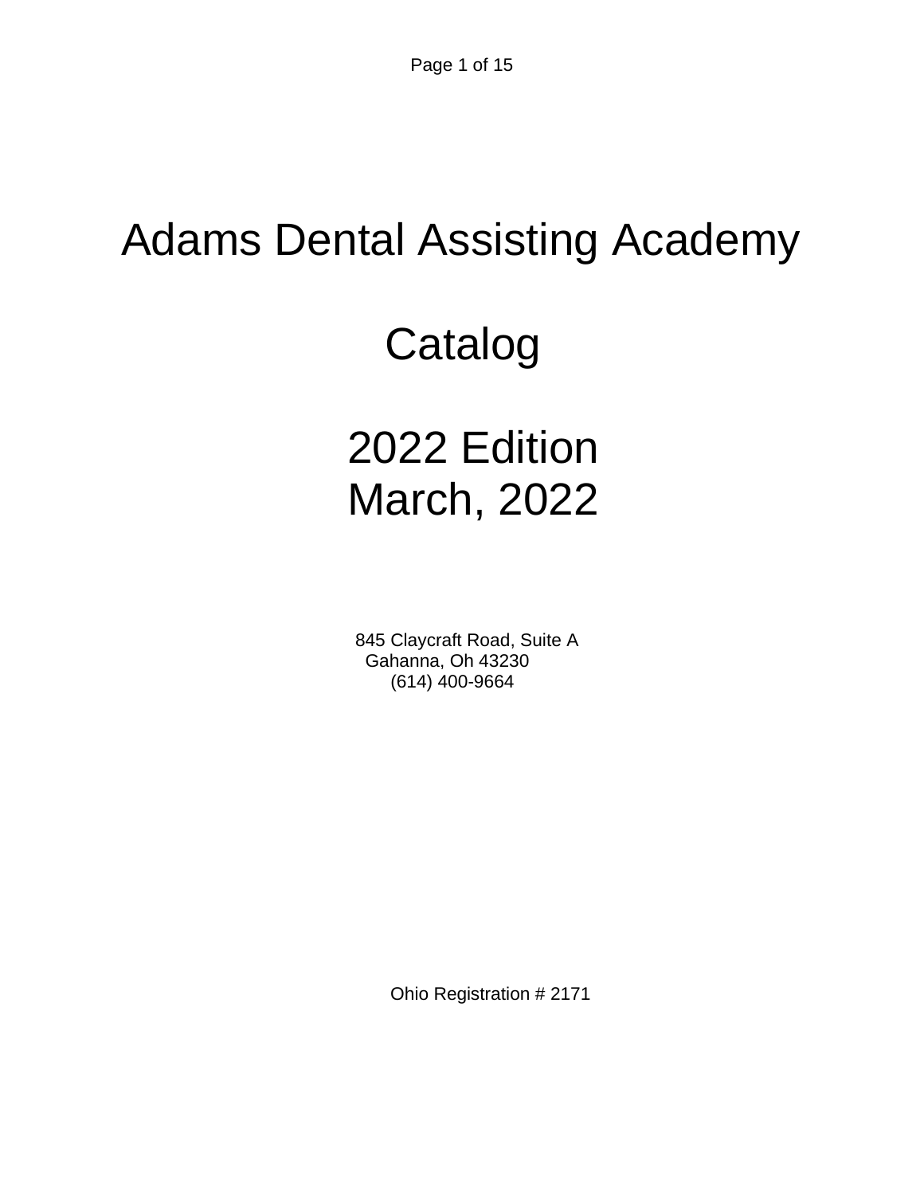# Adams Dental Assisting Academy

# Catalog

# 2022 Edition
# March, 2022

845 Claycraft Road, Suite A
Gahanna, Oh 43230
(614) 400-9664

Ohio Registration # 2171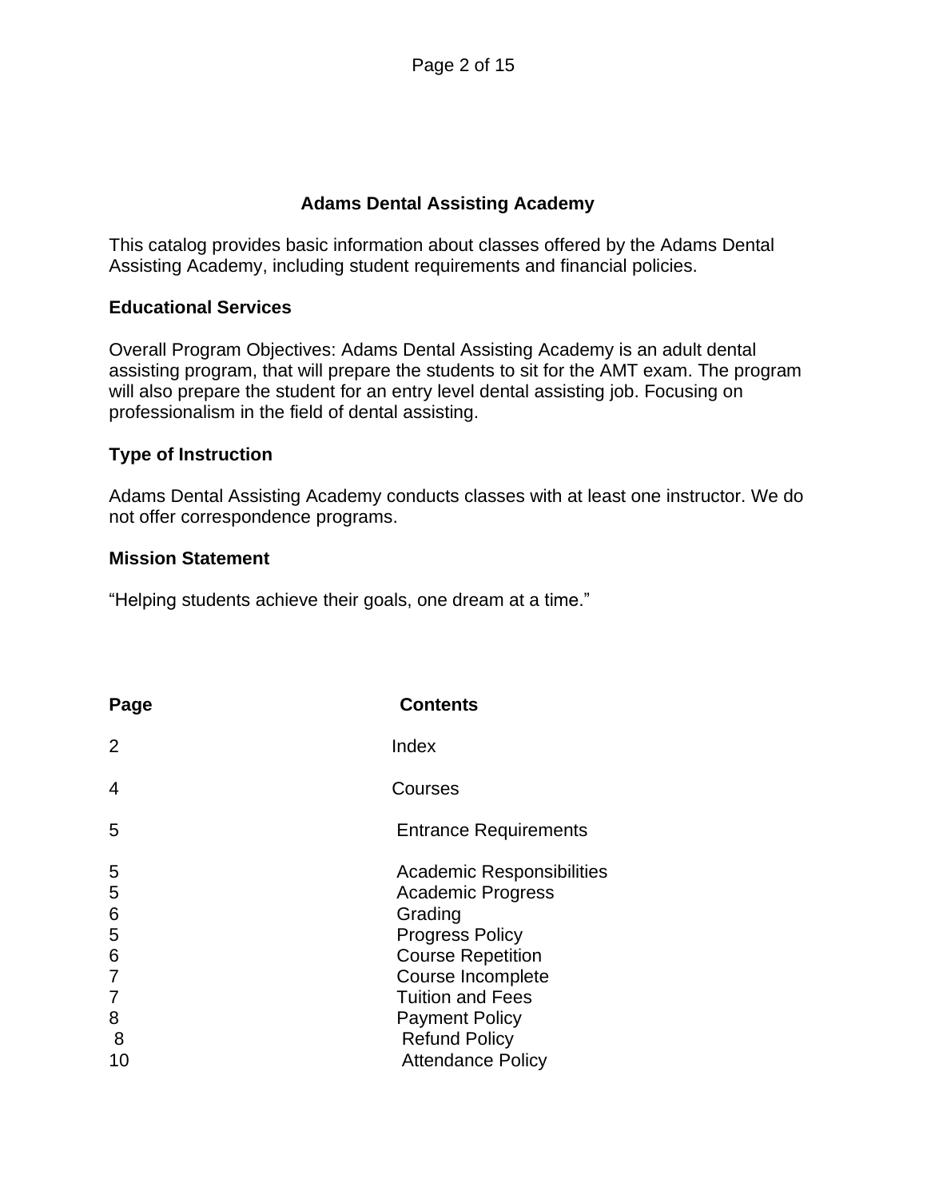## Adams Dental Assisting Academy

This catalog provides basic information about classes offered by the Adams Dental Assisting Academy, including student requirements and financial policies.

### Educational Services

Overall Program Objectives: Adams Dental Assisting Academy is an adult dental assisting program, that will prepare the students to sit for the AMT exam. The program will also prepare the student for an entry level dental assisting job. Focusing on professionalism in the field of dental assisting.

### Type of Instruction

Adams Dental Assisting Academy conducts classes with at least one instructor. We do not offer correspondence programs.

### Mission Statement

"Helping students achieve their goals, one dream at a time."

| Page | Contents |
|---|---|
| 2 | Index |
| 4 | Courses |
| 5 | Entrance Requirements |
| 5 | Academic Responsibilities |
| 5 | Academic Progress |
| 6 | Grading |
| 5 | Progress Policy |
| 6 | Course Repetition |
| 7 | Course Incomplete |
| 7 | Tuition and Fees |
| 8 | Payment Policy |
| 8 | Refund Policy |
| 10 | Attendance Policy |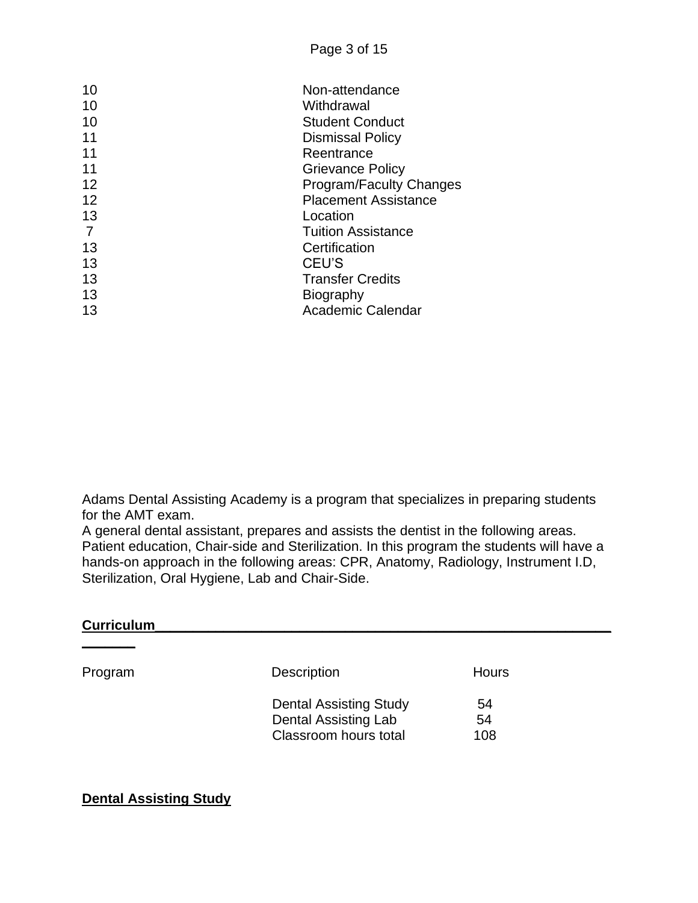| | |
|---|---|
| 10 | Non-attendance |
| 10 | Withdrawal |
| 10 | Student Conduct |
| 11 | Dismissal Policy |
| 11 | Reentrance |
| 11 | Grievance Policy |
| 12 | Program/Faculty Changes |
| 12 | Placement Assistance |
| 13 | Location |
| 7 | Tuition Assistance |
| 13 | Certification |
| 13 | CEU'S |
| 13 | Transfer Credits |
| 13 | Biography |
| 13 | Academic Calendar |

Adams Dental Assisting Academy is a program that specializes in preparing students for the AMT exam.
A general dental assistant, prepares and assists the dentist in the following areas. Patient education, Chair-side and Sterilization. In this program the students will have a hands-on approach in the following areas: CPR, Anatomy, Radiology, Instrument I.D, Sterilization, Oral Hygiene, Lab and Chair-Side.

**Curriculum**

| Program | Description | Hours |
|---|---|---|
| | Dental Assisting Study | 54 |
| | Dental Assisting Lab | 54 |
| | Classroom hours total | 108 |

**Dental Assisting Study**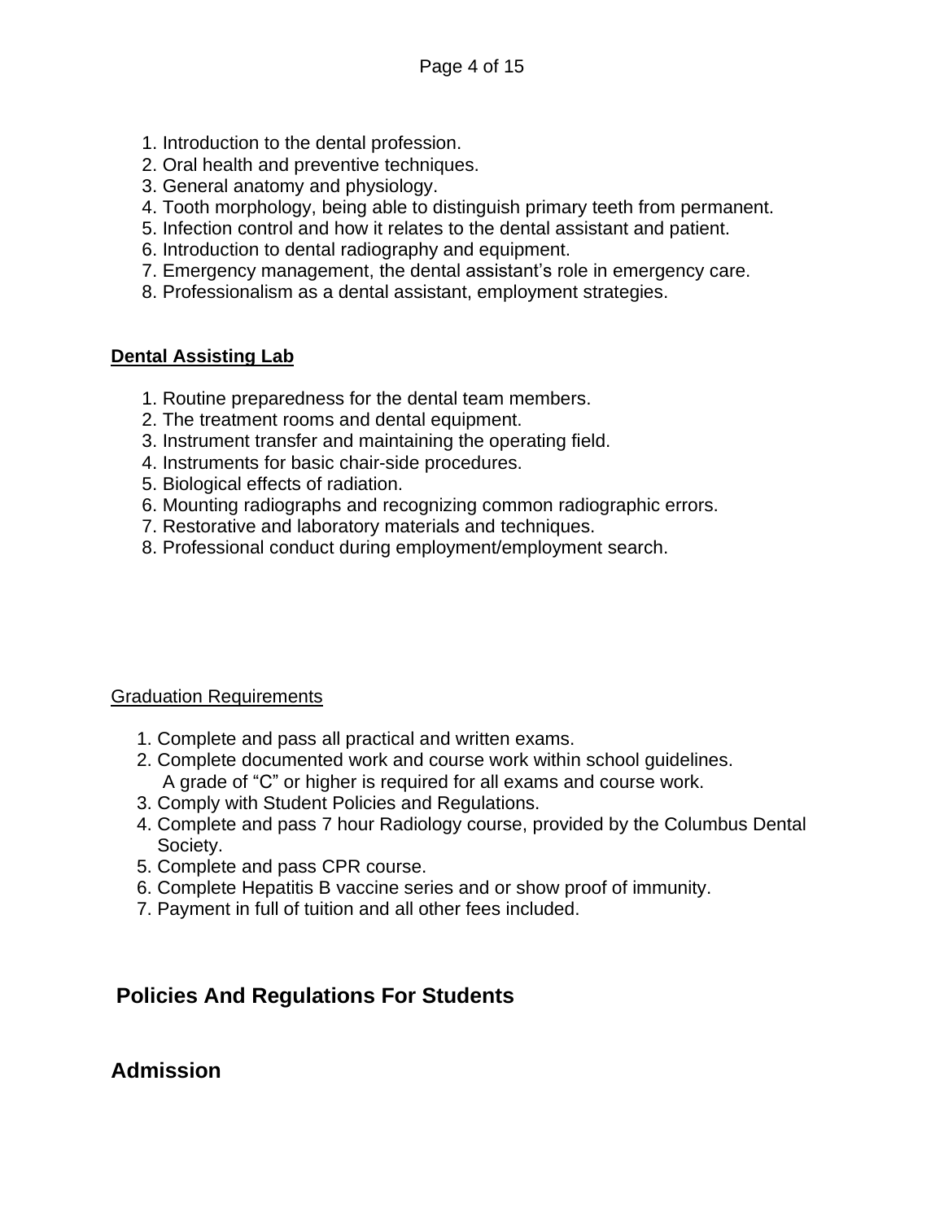1. Introduction to the dental profession.
2. Oral health and preventive techniques.
3. General anatomy and physiology.
4. Tooth morphology, being able to distinguish primary teeth from permanent.
5. Infection control and how it relates to the dental assistant and patient.
6. Introduction to dental radiography and equipment.
7. Emergency management, the dental assistant's role in emergency care.
8. Professionalism as a dental assistant, employment strategies.

**Dental Assisting Lab**

1. Routine preparedness for the dental team members.
2. The treatment rooms and dental equipment.
3. Instrument transfer and maintaining the operating field.
4. Instruments for basic chair-side procedures.
5. Biological effects of radiation.
6. Mounting radiographs and recognizing common radiographic errors.
7. Restorative and laboratory materials and techniques.
8. Professional conduct during employment/employment search.

Graduation Requirements

1. Complete and pass all practical and written exams.
2. Complete documented work and course work within school guidelines.
   A grade of "C" or higher is required for all exams and course work.
3. Comply with Student Policies and Regulations.
4. Complete and pass 7 hour Radiology course, provided by the Columbus Dental Society.
5. Complete and pass CPR course.
6. Complete Hepatitis B vaccine series and or show proof of immunity.
7. Payment in full of tuition and all other fees included.

## Policies And Regulations For Students

## Admission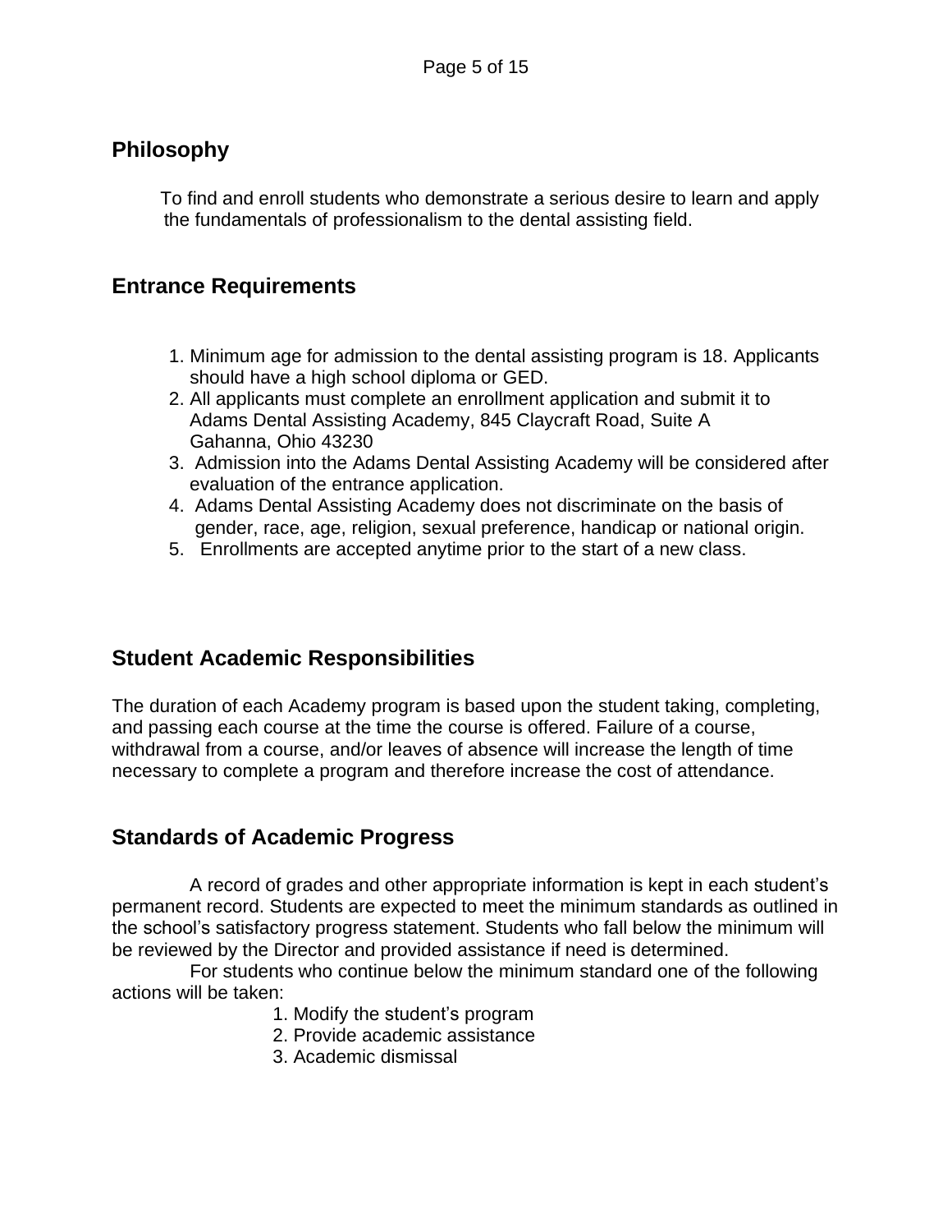## Philosophy

To find and enroll students who demonstrate a serious desire to learn and apply the fundamentals of professionalism to the dental assisting field.

## Entrance Requirements

1. Minimum age for admission to the dental assisting program is 18. Applicants should have a high school diploma or GED.
2. All applicants must complete an enrollment application and submit it to Adams Dental Assisting Academy, 845 Claycraft Road, Suite A Gahanna, Ohio 43230
3. Admission into the Adams Dental Assisting Academy will be considered after evaluation of the entrance application.
4. Adams Dental Assisting Academy does not discriminate on the basis of gender, race, age, religion, sexual preference, handicap or national origin.
5. Enrollments are accepted anytime prior to the start of a new class.

## Student Academic Responsibilities

The duration of each Academy program is based upon the student taking, completing, and passing each course at the time the course is offered. Failure of a course, withdrawal from a course, and/or leaves of absence will increase the length of time necessary to complete a program and therefore increase the cost of attendance.

## Standards of Academic Progress

A record of grades and other appropriate information is kept in each student's permanent record. Students are expected to meet the minimum standards as outlined in the school's satisfactory progress statement. Students who fall below the minimum will be reviewed by the Director and provided assistance if need is determined.

For students who continue below the minimum standard one of the following actions will be taken:

1. Modify the student's program
2. Provide academic assistance
3. Academic dismissal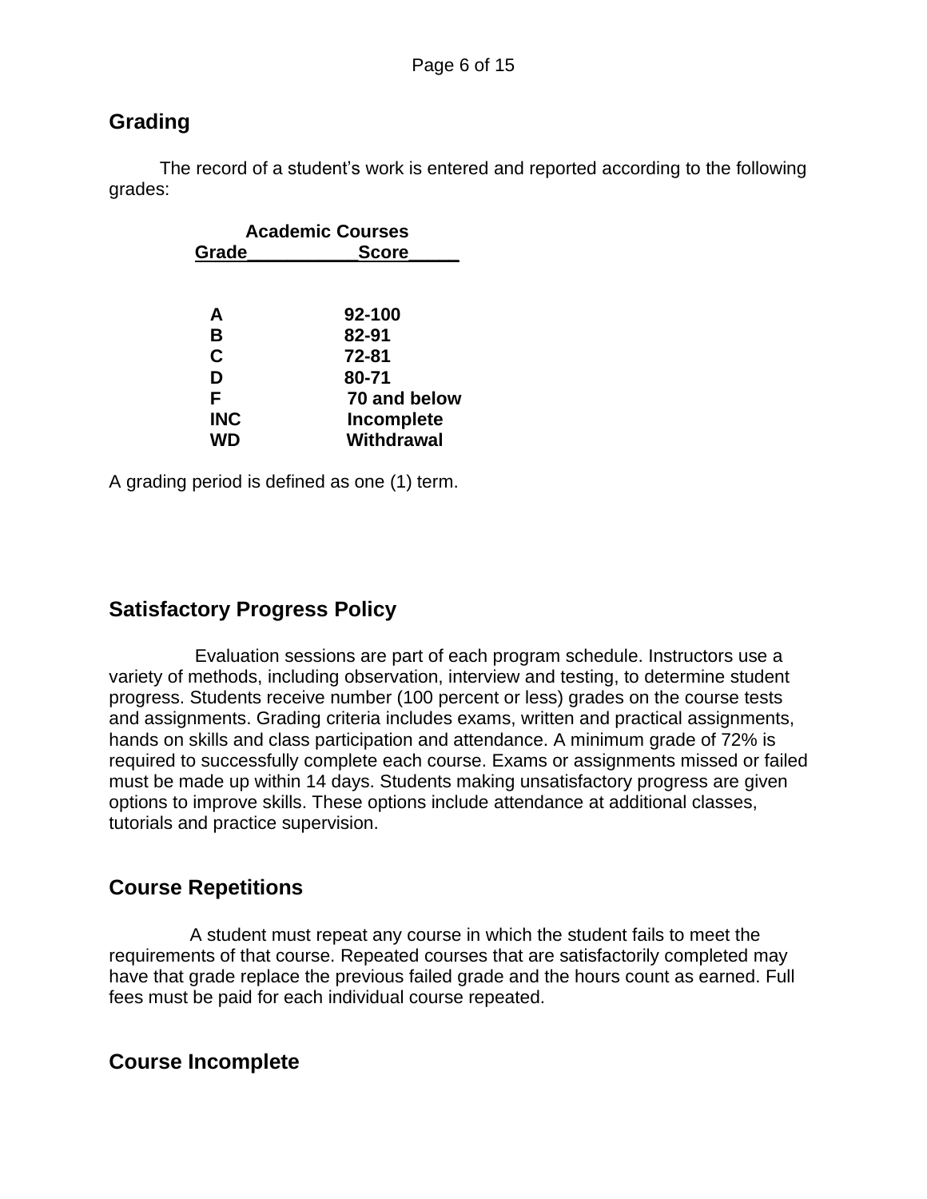## Grading

The record of a student's work is entered and reported according to the following grades:

**Academic Courses**

| Grade | Score |
|---|---|
| **A** | **92-100** |
| **B** | **82-91** |
| **C** | **72-81** |
| **D** | **80-71** |
| **F** | **70 and below** |
| **INC** | **Incomplete** |
| **WD** | **Withdrawal** |

A grading period is defined as one (1) term.

## Satisfactory Progress Policy

Evaluation sessions are part of each program schedule. Instructors use a variety of methods, including observation, interview and testing, to determine student progress. Students receive number (100 percent or less) grades on the course tests and assignments. Grading criteria includes exams, written and practical assignments, hands on skills and class participation and attendance. A minimum grade of 72% is required to successfully complete each course. Exams or assignments missed or failed must be made up within 14 days. Students making unsatisfactory progress are given options to improve skills. These options include attendance at additional classes, tutorials and practice supervision.

## Course Repetitions

A student must repeat any course in which the student fails to meet the requirements of that course. Repeated courses that are satisfactorily completed may have that grade replace the previous failed grade and the hours count as earned. Full fees must be paid for each individual course repeated.

## Course Incomplete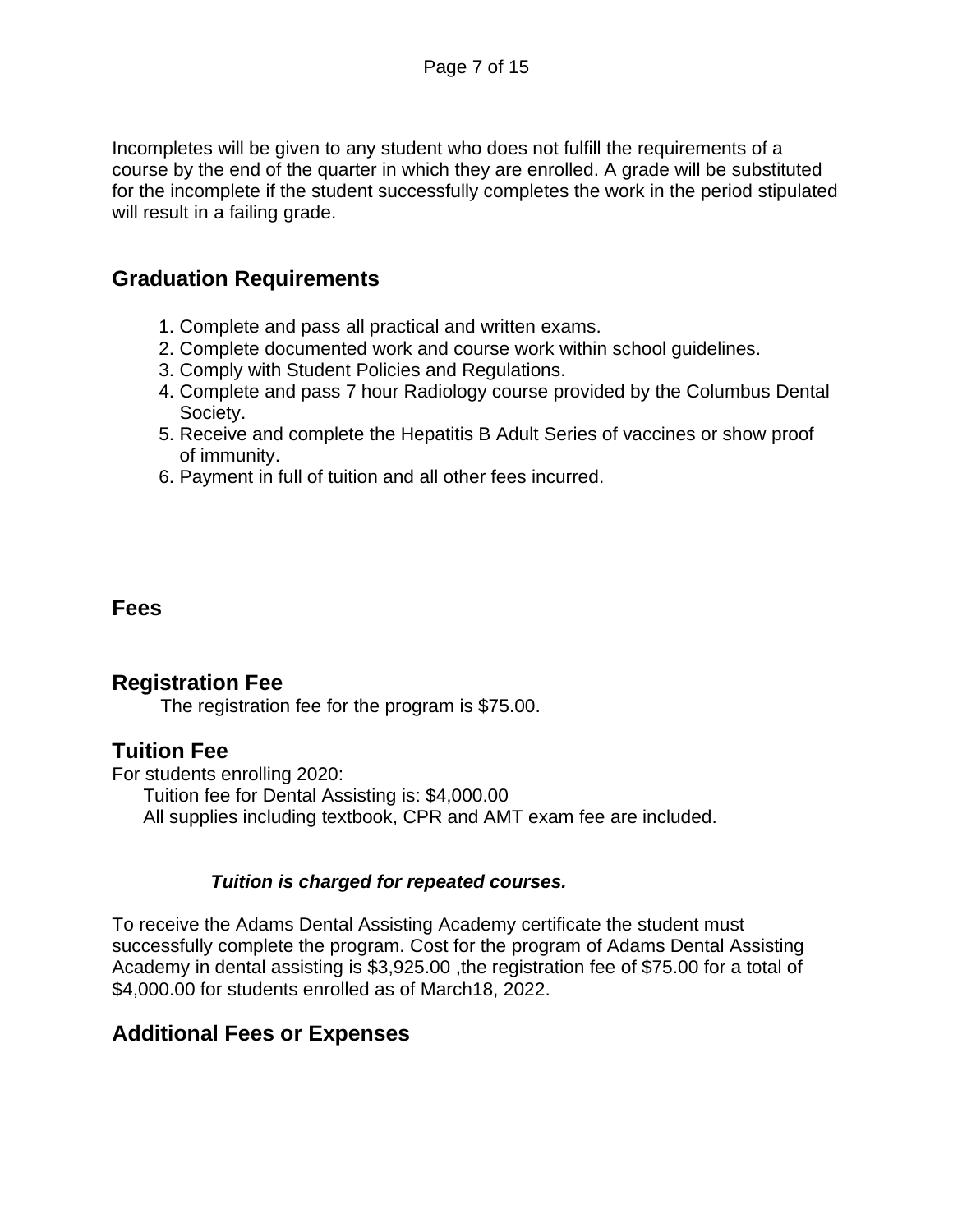Incompletes will be given to any student who does not fulfill the requirements of a course by the end of the quarter in which they are enrolled. A grade will be substituted for the incomplete if the student successfully completes the work in the period stipulated will result in a failing grade.

## Graduation Requirements

1. Complete and pass all practical and written exams.
2. Complete documented work and course work within school guidelines.
3. Comply with Student Policies and Regulations.
4. Complete and pass 7 hour Radiology course provided by the Columbus Dental Society.
5. Receive and complete the Hepatitis B Adult Series of vaccines or show proof of immunity.
6. Payment in full of tuition and all other fees incurred.

## Fees

## Registration Fee

The registration fee for the program is $75.00.

## Tuition Fee

For students enrolling 2020:

Tuition fee for Dental Assisting is: $4,000.00

All supplies including textbook, CPR and AMT exam fee are included.

***Tuition is charged for repeated courses.***

To receive the Adams Dental Assisting Academy certificate the student must successfully complete the program. Cost for the program of Adams Dental Assisting Academy in dental assisting is $3,925.00 ,the registration fee of $75.00 for a total of $4,000.00 for students enrolled as of March18, 2022.

## Additional Fees or Expenses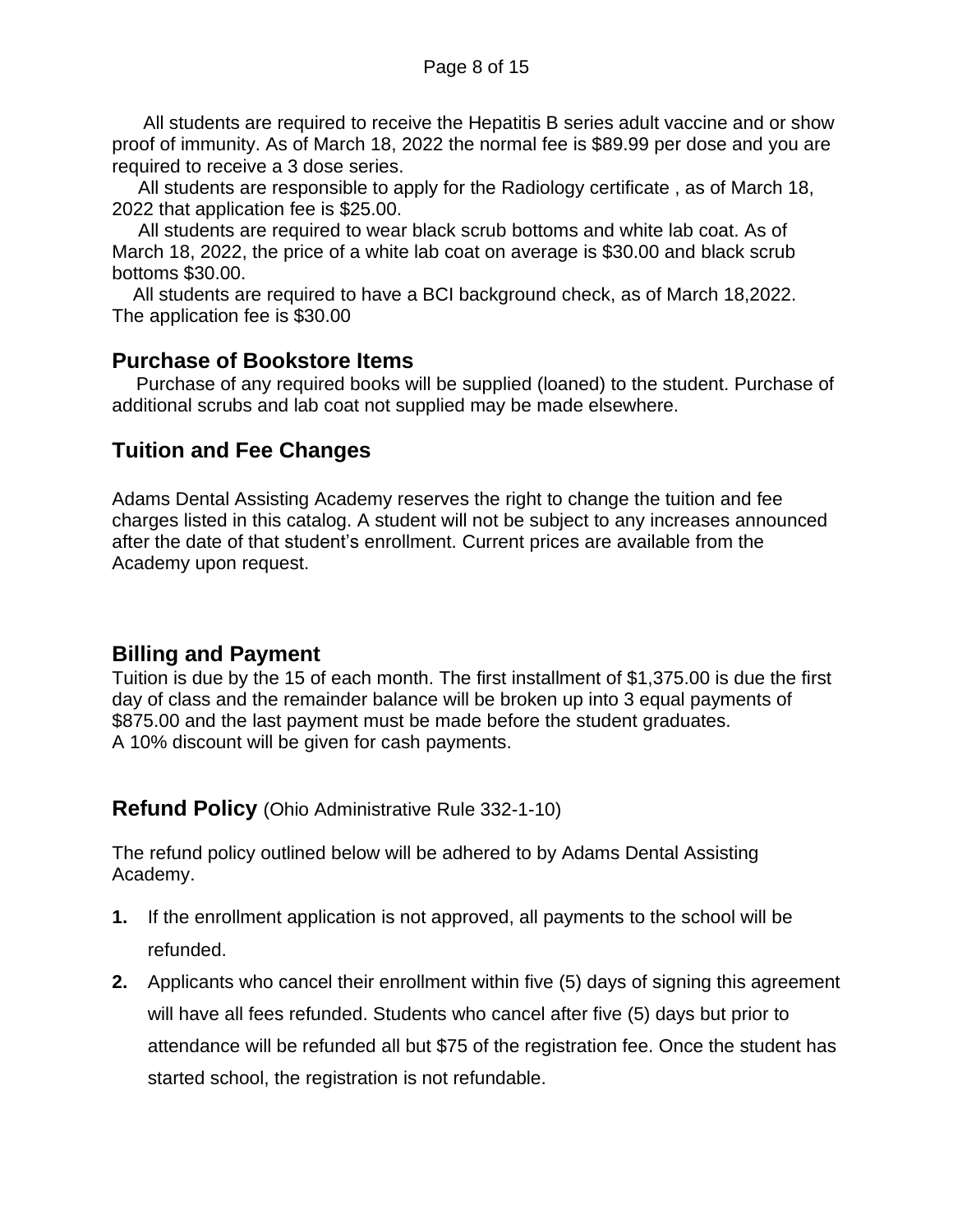All students are required to receive the Hepatitis B series adult vaccine and or show proof of immunity. As of March 18, 2022 the normal fee is $89.99 per dose and you are required to receive a 3 dose series.

All students are responsible to apply for the Radiology certificate , as of March 18, 2022 that application fee is $25.00.

All students are required to wear black scrub bottoms and white lab coat. As of March 18, 2022, the price of a white lab coat on average is $30.00 and black scrub bottoms $30.00.

All students are required to have a BCI background check, as of March 18,2022. The application fee is $30.00

## Purchase of Bookstore Items

Purchase of any required books will be supplied (loaned) to the student. Purchase of additional scrubs and lab coat not supplied may be made elsewhere.

## Tuition and Fee Changes

Adams Dental Assisting Academy reserves the right to change the tuition and fee charges listed in this catalog. A student will not be subject to any increases announced after the date of that student's enrollment. Current prices are available from the Academy upon request.

## Billing and Payment

Tuition is due by the 15 of each month. The first installment of $1,375.00 is due the first day of class and the remainder balance will be broken up into 3 equal payments of $875.00 and the last payment must be made before the student graduates.
A 10% discount will be given for cash payments.

## Refund Policy (Ohio Administrative Rule 332-1-10)

The refund policy outlined below will be adhered to by Adams Dental Assisting Academy.

1. If the enrollment application is not approved, all payments to the school will be refunded.
2. Applicants who cancel their enrollment within five (5) days of signing this agreement will have all fees refunded. Students who cancel after five (5) days but prior to attendance will be refunded all but $75 of the registration fee. Once the student has started school, the registration is not refundable.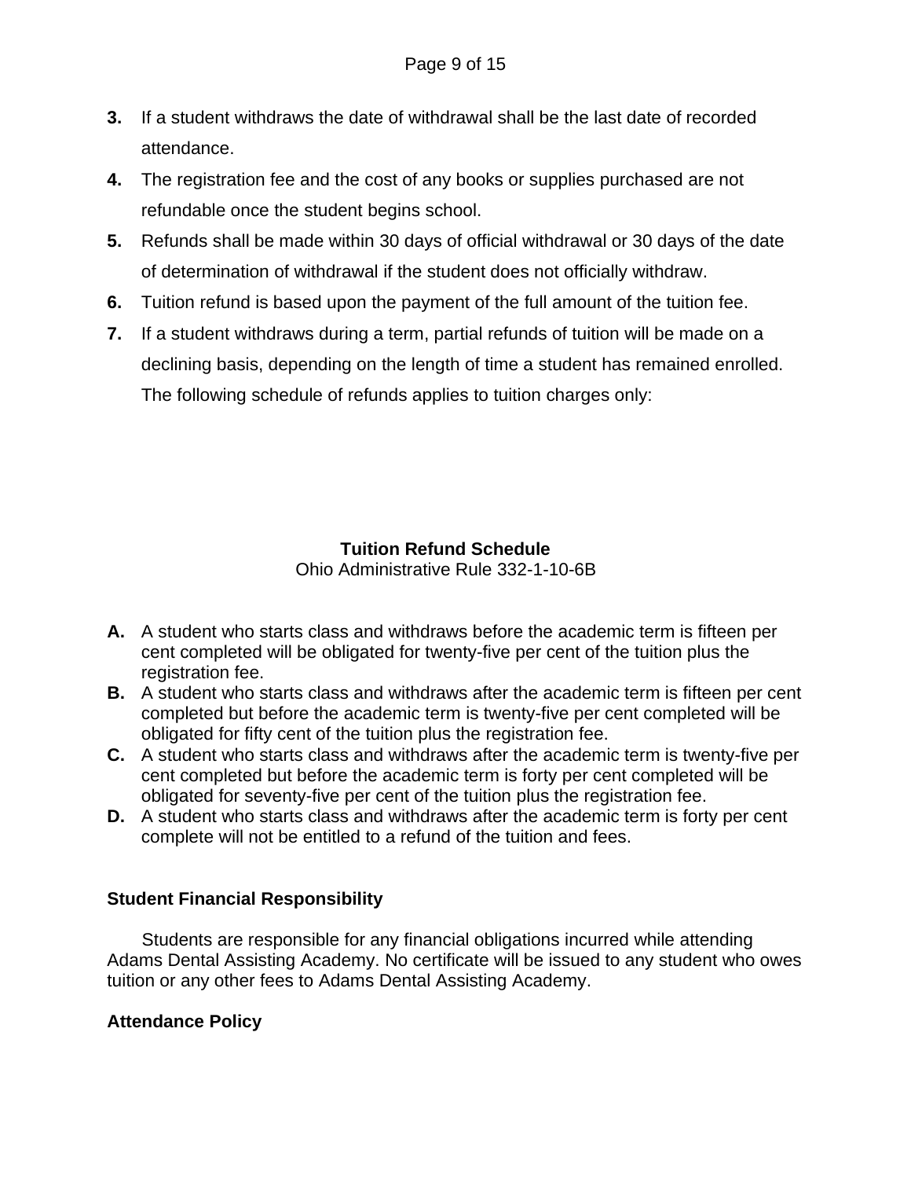3. If a student withdraws the date of withdrawal shall be the last date of recorded attendance.
4. The registration fee and the cost of any books or supplies purchased are not refundable once the student begins school.
5. Refunds shall be made within 30 days of official withdrawal or 30 days of the date of determination of withdrawal if the student does not officially withdraw.
6. Tuition refund is based upon the payment of the full amount of the tuition fee.
7. If a student withdraws during a term, partial refunds of tuition will be made on a declining basis, depending on the length of time a student has remained enrolled. The following schedule of refunds applies to tuition charges only:

**Tuition Refund Schedule**
Ohio Administrative Rule 332-1-10-6B

**A.** A student who starts class and withdraws before the academic term is fifteen per cent completed will be obligated for twenty-five per cent of the tuition plus the registration fee.
**B.** A student who starts class and withdraws after the academic term is fifteen per cent completed but before the academic term is twenty-five per cent completed will be obligated for fifty cent of the tuition plus the registration fee.
**C.** A student who starts class and withdraws after the academic term is twenty-five per cent completed but before the academic term is forty per cent completed will be obligated for seventy-five per cent of the tuition plus the registration fee.
**D.** A student who starts class and withdraws after the academic term is forty per cent complete will not be entitled to a refund of the tuition and fees.

### Student Financial Responsibility

Students are responsible for any financial obligations incurred while attending Adams Dental Assisting Academy. No certificate will be issued to any student who owes tuition or any other fees to Adams Dental Assisting Academy.

### Attendance Policy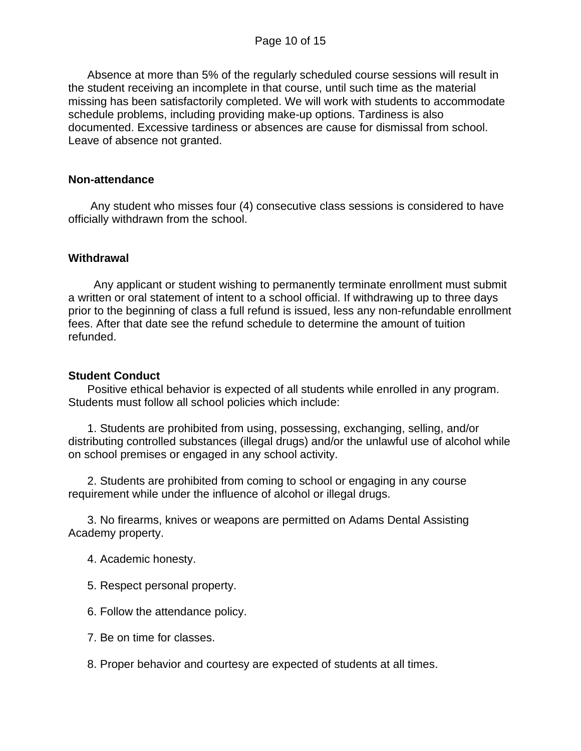Absence at more than 5% of the regularly scheduled course sessions will result in the student receiving an incomplete in that course, until such time as the material missing has been satisfactorily completed. We will work with students to accommodate schedule problems, including providing make-up options. Tardiness is also documented. Excessive tardiness or absences are cause for dismissal from school. Leave of absence not granted.

**Non-attendance**

Any student who misses four (4) consecutive class sessions is considered to have officially withdrawn from the school.

**Withdrawal**

Any applicant or student wishing to permanently terminate enrollment must submit a written or oral statement of intent to a school official. If withdrawing up to three days prior to the beginning of class a full refund is issued, less any non-refundable enrollment fees. After that date see the refund schedule to determine the amount of tuition refunded.

**Student Conduct**

Positive ethical behavior is expected of all students while enrolled in any program. Students must follow all school policies which include:

1. Students are prohibited from using, possessing, exchanging, selling, and/or distributing controlled substances (illegal drugs) and/or the unlawful use of alcohol while on school premises or engaged in any school activity.

2. Students are prohibited from coming to school or engaging in any course requirement while under the influence of alcohol or illegal drugs.

3. No firearms, knives or weapons are permitted on Adams Dental Assisting Academy property.

4. Academic honesty.

5. Respect personal property.

6. Follow the attendance policy.

7. Be on time for classes.

8. Proper behavior and courtesy are expected of students at all times.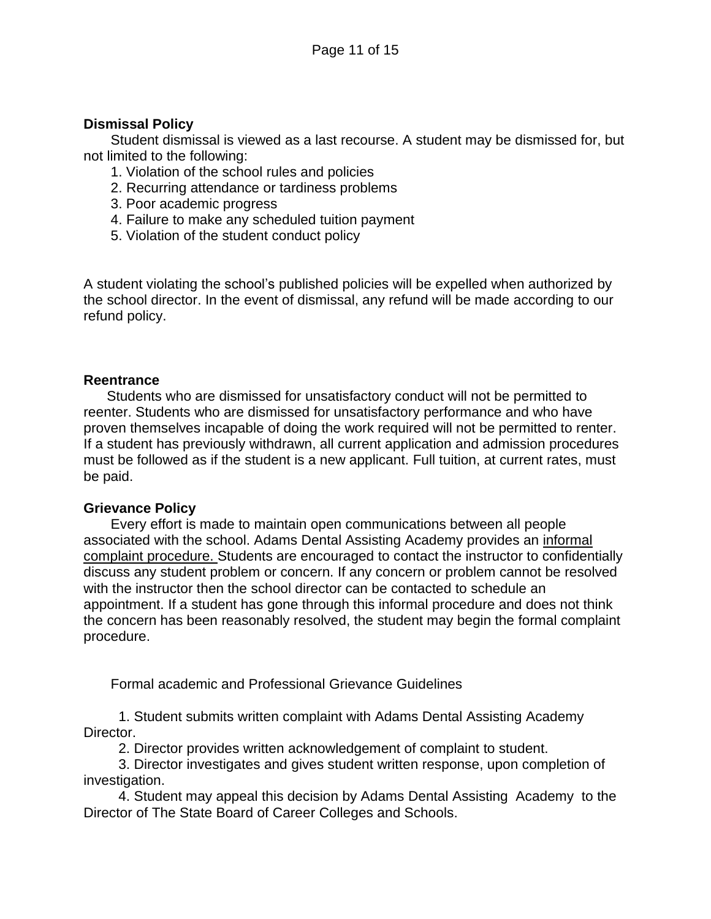**Dismissal Policy**

Student dismissal is viewed as a last recourse. A student may be dismissed for, but not limited to the following:

1. Violation of the school rules and policies
2. Recurring attendance or tardiness problems
3. Poor academic progress
4. Failure to make any scheduled tuition payment
5. Violation of the student conduct policy

A student violating the school's published policies will be expelled when authorized by the school director. In the event of dismissal, any refund will be made according to our refund policy.

**Reentrance**

Students who are dismissed for unsatisfactory conduct will not be permitted to reenter. Students who are dismissed for unsatisfactory performance and who have proven themselves incapable of doing the work required will not be permitted to renter. If a student has previously withdrawn, all current application and admission procedures must be followed as if the student is a new applicant. Full tuition, at current rates, must be paid.

**Grievance Policy**

Every effort is made to maintain open communications between all people associated with the school. Adams Dental Assisting Academy provides an informal complaint procedure. Students are encouraged to contact the instructor to confidentially discuss any student problem or concern. If any concern or problem cannot be resolved with the instructor then the school director can be contacted to schedule an appointment. If a student has gone through this informal procedure and does not think the concern has been reasonably resolved, the student may begin the formal complaint procedure.

Formal academic and Professional Grievance Guidelines

1. Student submits written complaint with Adams Dental Assisting Academy Director.
2. Director provides written acknowledgement of complaint to student.
3. Director investigates and gives student written response, upon completion of investigation.
4. Student may appeal this decision by Adams Dental Assisting Academy to the Director of The State Board of Career Colleges and Schools.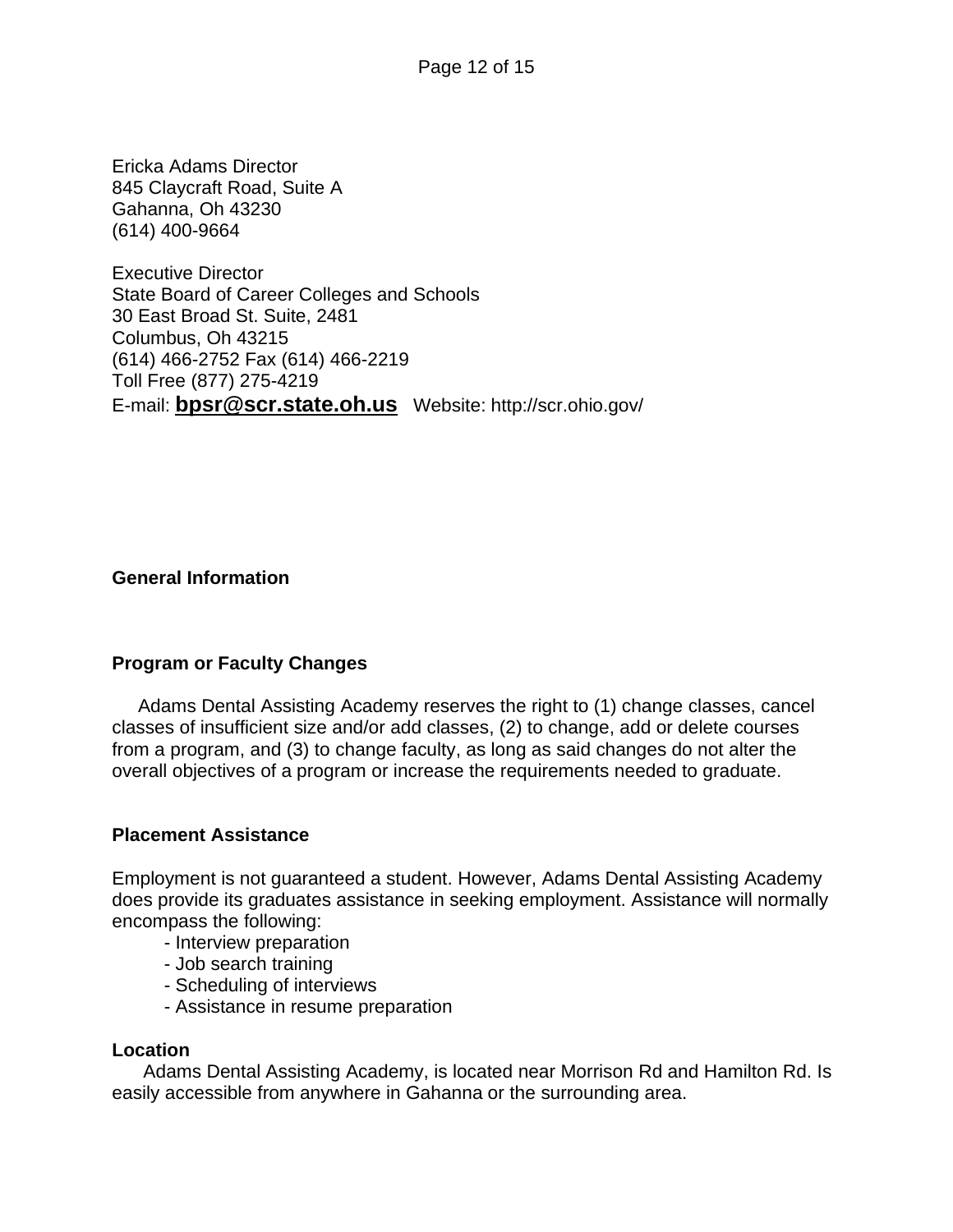Ericka Adams Director  
845 Claycraft Road, Suite A  
Gahanna, Oh 43230  
(614) 400-9664

Executive Director  
State Board of Career Colleges and Schools  
30 East Broad St. Suite, 2481  
Columbus, Oh 43215  
(614) 466-2752 Fax (614) 466-2219  
Toll Free (877) 275-4219  
E-mail: **bpsr@scr.state.oh.us** Website: http://scr.ohio.gov/

## General Information

### Program or Faculty Changes

Adams Dental Assisting Academy reserves the right to (1) change classes, cancel classes of insufficient size and/or add classes, (2) to change, add or delete courses from a program, and (3) to change faculty, as long as said changes do not alter the overall objectives of a program or increase the requirements needed to graduate.

### Placement Assistance

Employment is not guaranteed a student. However, Adams Dental Assisting Academy does provide its graduates assistance in seeking employment. Assistance will normally encompass the following:

- Interview preparation
- Job search training
- Scheduling of interviews
- Assistance in resume preparation

### Location

Adams Dental Assisting Academy, is located near Morrison Rd and Hamilton Rd. Is easily accessible from anywhere in Gahanna or the surrounding area.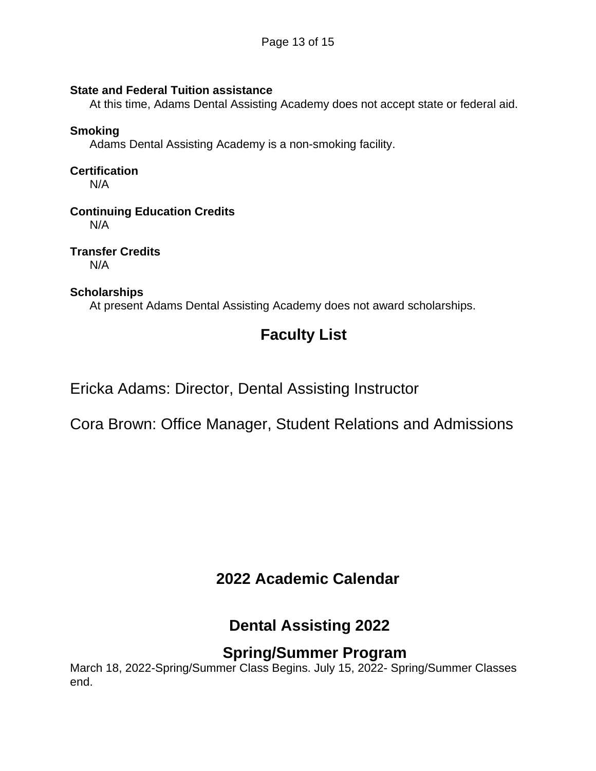**State and Federal Tuition assistance**

At this time, Adams Dental Assisting Academy does not accept state or federal aid.

**Smoking**

Adams Dental Assisting Academy is a non-smoking facility.

**Certification**

N/A

**Continuing Education Credits**

N/A

**Transfer Credits**

N/A

**Scholarships**

At present Adams Dental Assisting Academy does not award scholarships.

## Faculty List

Ericka Adams: Director, Dental Assisting Instructor

Cora Brown: Office Manager, Student Relations and Admissions

## 2022 Academic Calendar

## Dental Assisting 2022

## Spring/Summer Program

March 18, 2022-Spring/Summer Class Begins. July 15, 2022- Spring/Summer Classes end.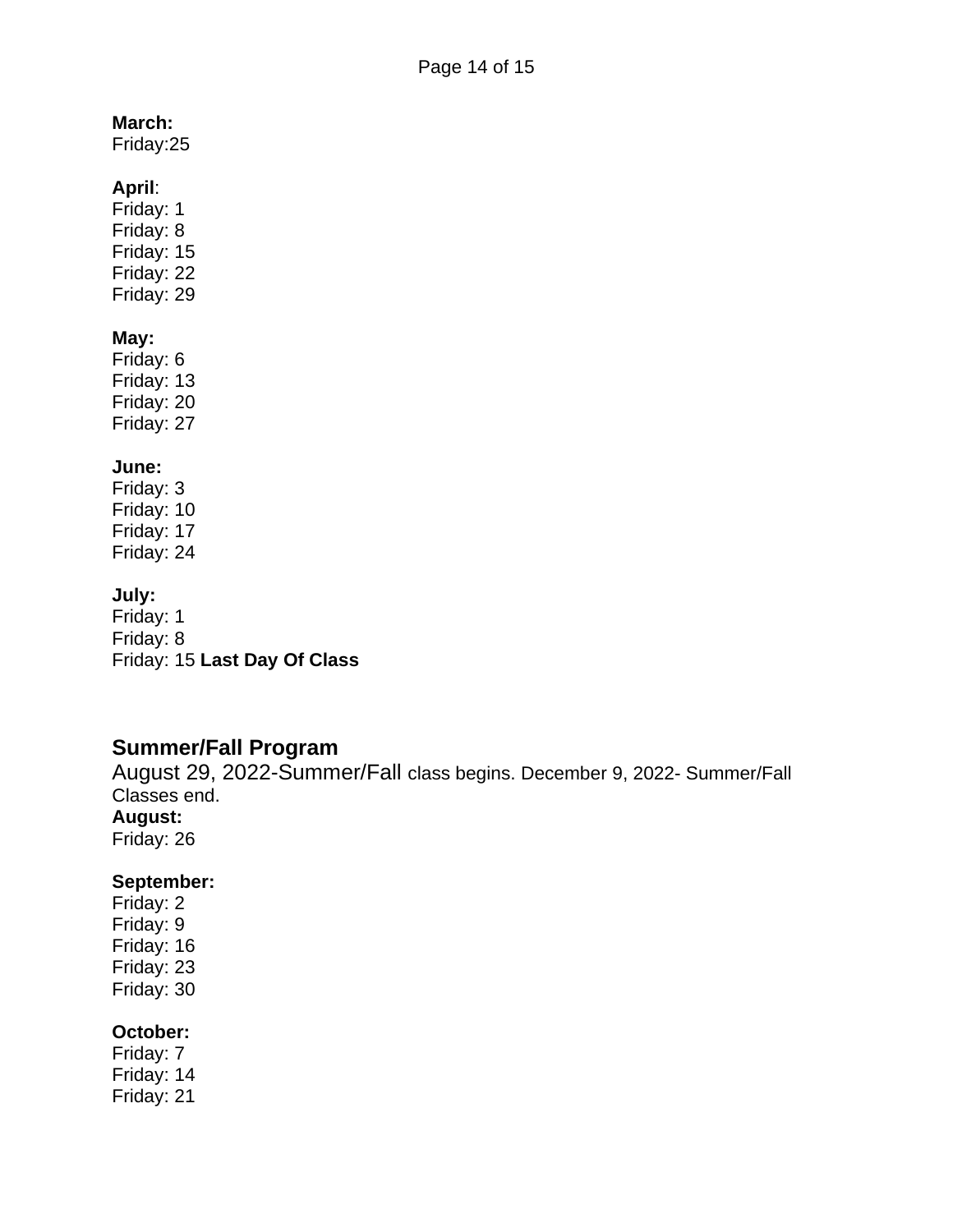**March:**
Friday:25

**April**:
Friday: 1
Friday: 8
Friday: 15
Friday: 22
Friday: 29

**May:**
Friday: 6
Friday: 13
Friday: 20
Friday: 27

**June:**
Friday: 3
Friday: 10
Friday: 17
Friday: 24

**July:**
Friday: 1
Friday: 8
Friday: 15 **Last Day Of Class**

## Summer/Fall Program

August 29, 2022-Summer/Fall class begins. December 9, 2022- Summer/Fall Classes end.

**August:**
Friday: 26

**September:**
Friday: 2
Friday: 9
Friday: 16
Friday: 23
Friday: 30

**October:**
Friday: 7
Friday: 14
Friday: 21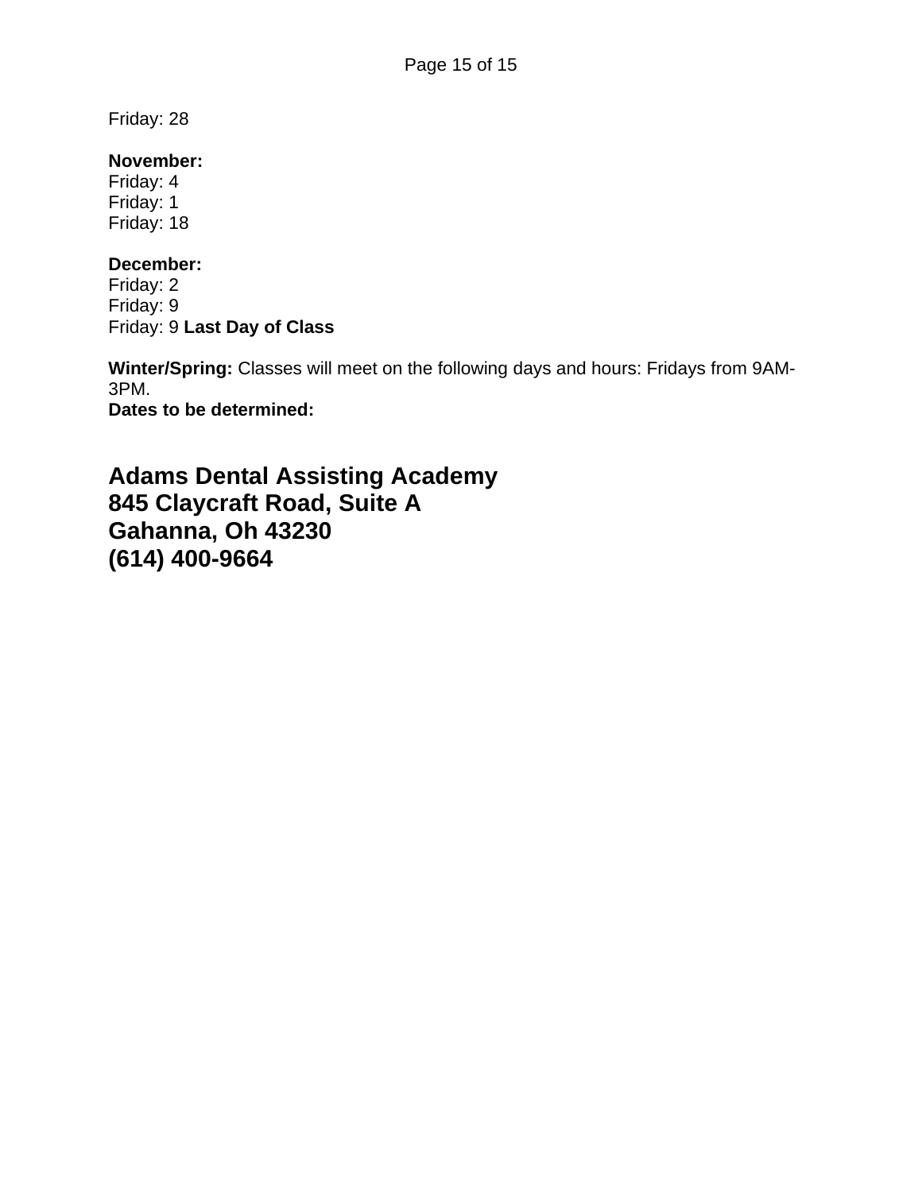Friday: 28

**November:**
Friday: 4
Friday: 1
Friday: 18

**December:**
Friday: 2
Friday: 9
Friday: 9 **Last Day of Class**

**Winter/Spring:** Classes will meet on the following days and hours: Fridays from 9AM-3PM.
**Dates to be determined:**

## Adams Dental Assisting Academy
## 845 Claycraft Road, Suite A
## Gahanna, Oh 43230
## (614) 400-9664